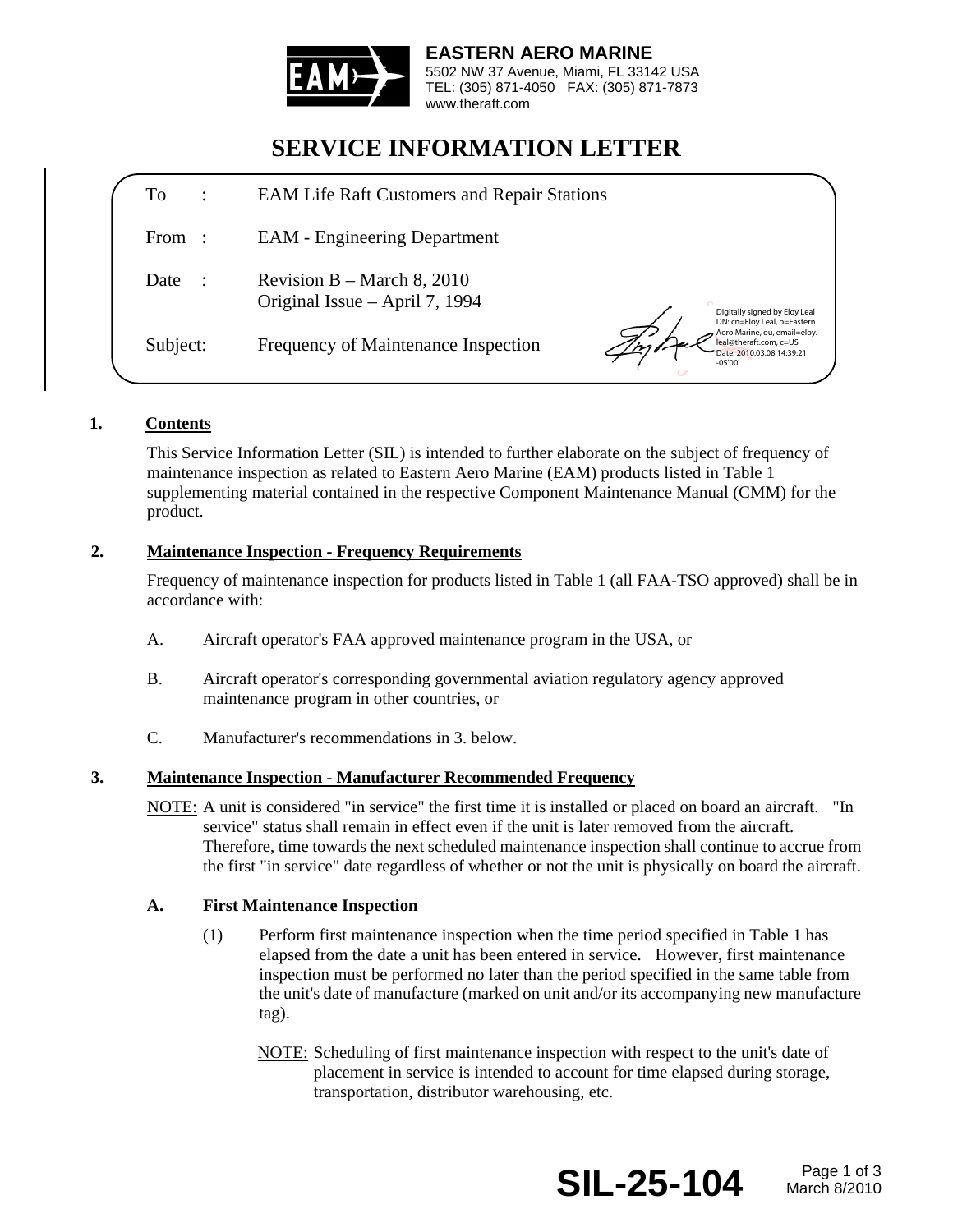**EASTERN AERO MARINE**
5502 NW 37 Avenue, Miami, FL 33142 USA
TEL: (305) 871-4050 FAX: (305) 871-7873
www.theraft.com

# SERVICE INFORMATION LETTER

| | |
|---|---|
| To : | EAM Life Raft Customers and Repair Stations |
| From : | EAM - Engineering Department |
| Date : | Revision B – March 8, 2010<br>Original Issue – April 7, 1994 |
| Subject: | Frequency of Maintenance Inspection |

Digitally signed by Eloy Leal
DN: cn=Eloy Leal, o=Eastern Aero Marine, ou, email=eloy.leal@theraft.com, c=US
Date: 2010.03.08 14:39:21 -05'00'

## 1. Contents

This Service Information Letter (SIL) is intended to further elaborate on the subject of frequency of maintenance inspection as related to Eastern Aero Marine (EAM) products listed in Table 1 supplementing material contained in the respective Component Maintenance Manual (CMM) for the product.

## 2. Maintenance Inspection - Frequency Requirements

Frequency of maintenance inspection for products listed in Table 1 (all FAA-TSO approved) shall be in accordance with:

A. Aircraft operator's FAA approved maintenance program in the USA, or

B. Aircraft operator's corresponding governmental aviation regulatory agency approved maintenance program in other countries, or

C. Manufacturer's recommendations in 3. below.

## 3. Maintenance Inspection - Manufacturer Recommended Frequency

NOTE: A unit is considered "in service" the first time it is installed or placed on board an aircraft. "In service" status shall remain in effect even if the unit is later removed from the aircraft. Therefore, time towards the next scheduled maintenance inspection shall continue to accrue from the first "in service" date regardless of whether or not the unit is physically on board the aircraft.

### A. First Maintenance Inspection

(1) Perform first maintenance inspection when the time period specified in Table 1 has elapsed from the date a unit has been entered in service. However, first maintenance inspection must be performed no later than the period specified in the same table from the unit's date of manufacture (marked on unit and/or its accompanying new manufacture tag).

NOTE: Scheduling of first maintenance inspection with respect to the unit's date of placement in service is intended to account for time elapsed during storage, transportation, distributor warehousing, etc.

**SIL-25-104**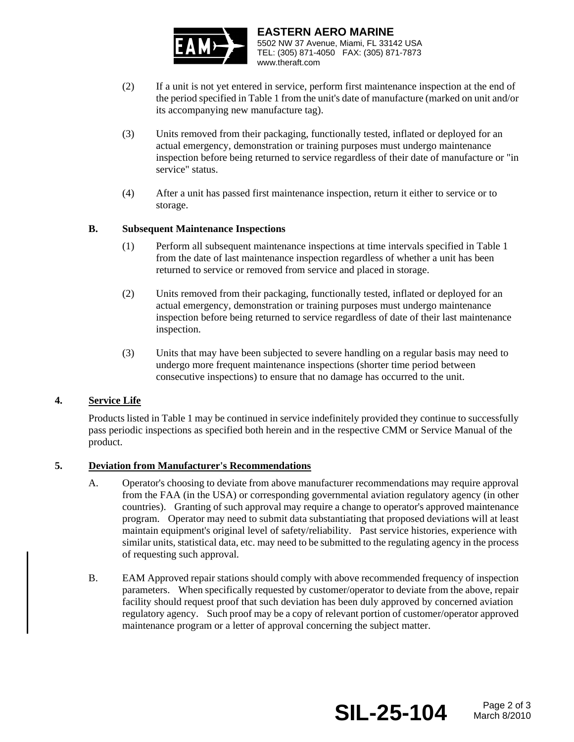(2) If a unit is not yet entered in service, perform first maintenance inspection at the end of the period specified in Table 1 from the unit's date of manufacture (marked on unit and/or its accompanying new manufacture tag).

(3) Units removed from their packaging, functionally tested, inflated or deployed for an actual emergency, demonstration or training purposes must undergo maintenance inspection before being returned to service regardless of their date of manufacture or "in service" status.

(4) After a unit has passed first maintenance inspection, return it either to service or to storage.

### B. Subsequent Maintenance Inspections

(1) Perform all subsequent maintenance inspections at time intervals specified in Table 1 from the date of last maintenance inspection regardless of whether a unit has been returned to service or removed from service and placed in storage.

(2) Units removed from their packaging, functionally tested, inflated or deployed for an actual emergency, demonstration or training purposes must undergo maintenance inspection before being returned to service regardless of date of their last maintenance inspection.

(3) Units that may have been subjected to severe handling on a regular basis may need to undergo more frequent maintenance inspections (shorter time period between consecutive inspections) to ensure that no damage has occurred to the unit.

## 4. Service Life

Products listed in Table 1 may be continued in service indefinitely provided they continue to successfully pass periodic inspections as specified both herein and in the respective CMM or Service Manual of the product.

## 5. Deviation from Manufacturer's Recommendations

A. Operator's choosing to deviate from above manufacturer recommendations may require approval from the FAA (in the USA) or corresponding governmental aviation regulatory agency (in other countries). Granting of such approval may require a change to operator's approved maintenance program. Operator may need to submit data substantiating that proposed deviations will at least maintain equipment's original level of safety/reliability. Past service histories, experience with similar units, statistical data, etc. may need to be submitted to the regulating agency in the process of requesting such approval.

B. EAM Approved repair stations should comply with above recommended frequency of inspection parameters. When specifically requested by customer/operator to deviate from the above, repair facility should request proof that such deviation has been duly approved by concerned aviation regulatory agency. Such proof may be a copy of relevant portion of customer/operator approved maintenance program or a letter of approval concerning the subject matter.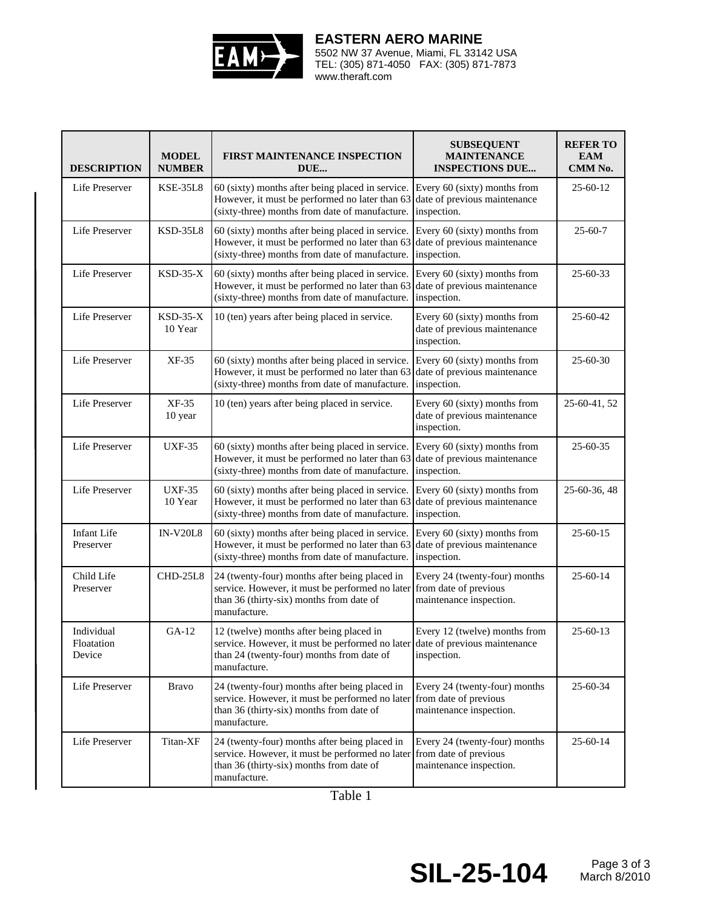| DESCRIPTION | MODEL NUMBER | FIRST MAINTENANCE INSPECTION DUE... | SUBSEQUENT MAINTENANCE INSPECTIONS DUE... | REFER TO EAM CMM No. |
|---|---|---|---|---|
| Life Preserver | KSE-35L8 | 60 (sixty) months after being placed in service. However, it must be performed no later than 63 (sixty-three) months from date of manufacture. | Every 60 (sixty) months from date of previous maintenance inspection. | 25-60-12 |
| Life Preserver | KSD-35L8 | 60 (sixty) months after being placed in service. However, it must be performed no later than 63 (sixty-three) months from date of manufacture. | Every 60 (sixty) months from date of previous maintenance inspection. | 25-60-7 |
| Life Preserver | KSD-35-X | 60 (sixty) months after being placed in service. However, it must be performed no later than 63 (sixty-three) months from date of manufacture. | Every 60 (sixty) months from date of previous maintenance inspection. | 25-60-33 |
| Life Preserver | KSD-35-X 10 Year | 10 (ten) years after being placed in service. | Every 60 (sixty) months from date of previous maintenance inspection. | 25-60-42 |
| Life Preserver | XF-35 | 60 (sixty) months after being placed in service. However, it must be performed no later than 63 (sixty-three) months from date of manufacture. | Every 60 (sixty) months from date of previous maintenance inspection. | 25-60-30 |
| Life Preserver | XF-35 10 year | 10 (ten) years after being placed in service. | Every 60 (sixty) months from date of previous maintenance inspection. | 25-60-41, 52 |
| Life Preserver | UXF-35 | 60 (sixty) months after being placed in service. However, it must be performed no later than 63 (sixty-three) months from date of manufacture. | Every 60 (sixty) months from date of previous maintenance inspection. | 25-60-35 |
| Life Preserver | UXF-35 10 Year | 60 (sixty) months after being placed in service. However, it must be performed no later than 63 (sixty-three) months from date of manufacture. | Every 60 (sixty) months from date of previous maintenance inspection. | 25-60-36, 48 |
| Infant Life Preserver | IN-V20L8 | 60 (sixty) months after being placed in service. However, it must be performed no later than 63 (sixty-three) months from date of manufacture. | Every 60 (sixty) months from date of previous maintenance inspection. | 25-60-15 |
| Child Life Preserver | CHD-25L8 | 24 (twenty-four) months after being placed in service. However, it must be performed no later than 36 (thirty-six) months from date of manufacture. | Every 24 (twenty-four) months from date of previous maintenance inspection. | 25-60-14 |
| Individual Floatation Device | GA-12 | 12 (twelve) months after being placed in service. However, it must be performed no later than 24 (twenty-four) months from date of manufacture. | Every 12 (twelve) months from date of previous maintenance inspection. | 25-60-13 |
| Life Preserver | Bravo | 24 (twenty-four) months after being placed in service. However, it must be performed no later than 36 (thirty-six) months from date of manufacture. | Every 24 (twenty-four) months from date of previous maintenance inspection. | 25-60-34 |
| Life Preserver | Titan-XF | 24 (twenty-four) months after being placed in service. However, it must be performed no later than 36 (thirty-six) months from date of manufacture. | Every 24 (twenty-four) months from date of previous maintenance inspection. | 25-60-14 |

Table 1